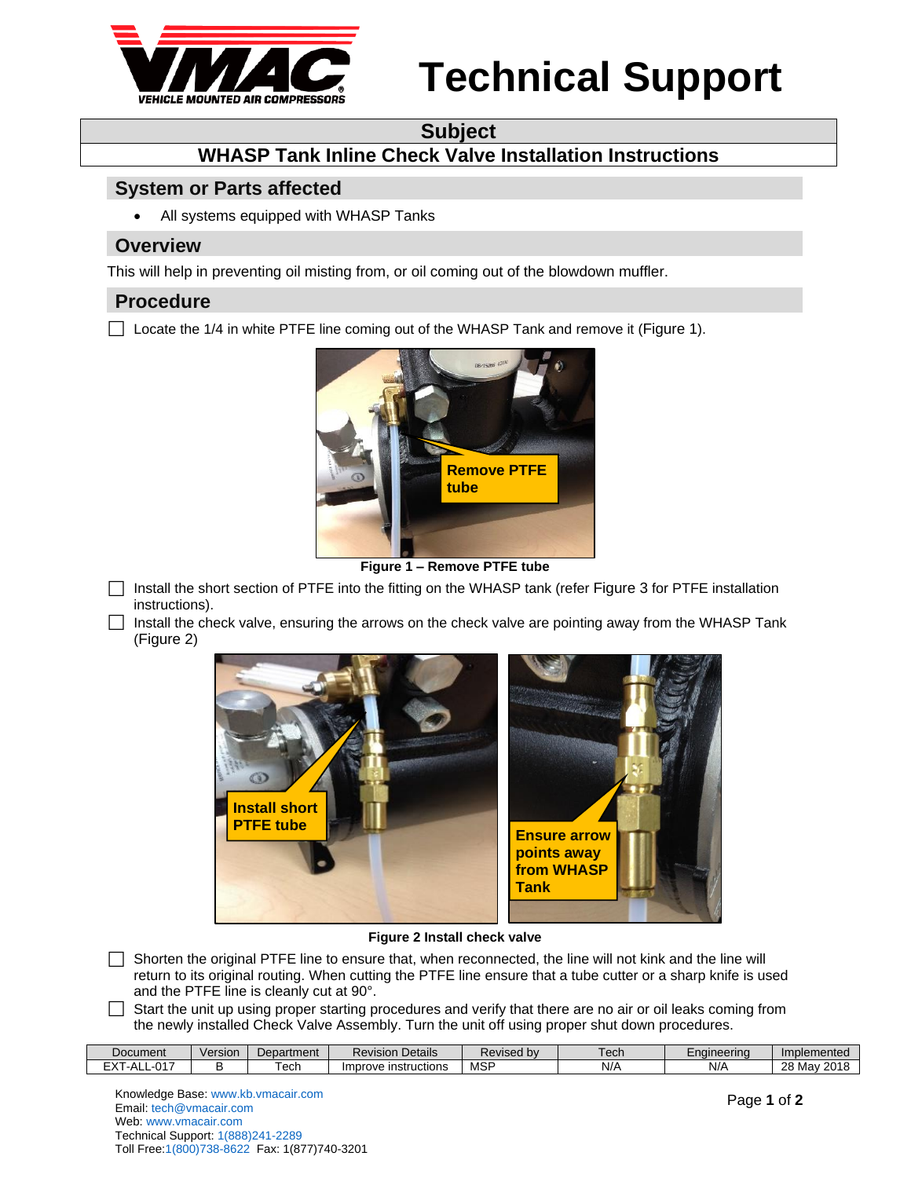# Technical Support

## Subject

## WHASP Tank Inline Check Valve Installation Instructions

## System or Parts affected

- All systems equipped with WHASP Tanks

## Overview

This will help in preventing oil misting from, or oil coming out of the blowdown muffler.

## Procedure

- ☐ Locate the 1/4 in white PTFE line coming out of the WHASP Tank and remove it (Figure 1).

**Figure 1 – Remove PTFE tube**

- ☐ Install the short section of PTFE into the fitting on the WHASP tank (refer Figure 3 for PTFE installation instructions).
- ☐ Install the check valve, ensuring the arrows on the check valve are pointing away from the WHASP Tank (Figure 2)

**Figure 2 Install check valve**

- ☐ Shorten the original PTFE line to ensure that, when reconnected, the line will not kink and the line will return to its original routing. When cutting the PTFE line ensure that a tube cutter or a sharp knife is used and the PTFE line is cleanly cut at 90°.
- ☐ Start the unit up using proper starting procedures and verify that there are no air or oil leaks coming from the newly installed Check Valve Assembly. Turn the unit off using proper shut down procedures.

| Document | Version | Department | Revision Details | Revised by | Tech | Engineering | Implemented |
|---|---|---|---|---|---|---|---|
| EXT-ALL-017 | B | Tech | Improve instructions | MSP | N/A | N/A | 28 May 2018 |

Knowledge Base: www.kb.vmacair.com
Email: tech@vmacair.com
Web: www.vmacair.com
Technical Support: 1(888)241-2289
Toll Free:1(800)738-8622 Fax: 1(877)740-3201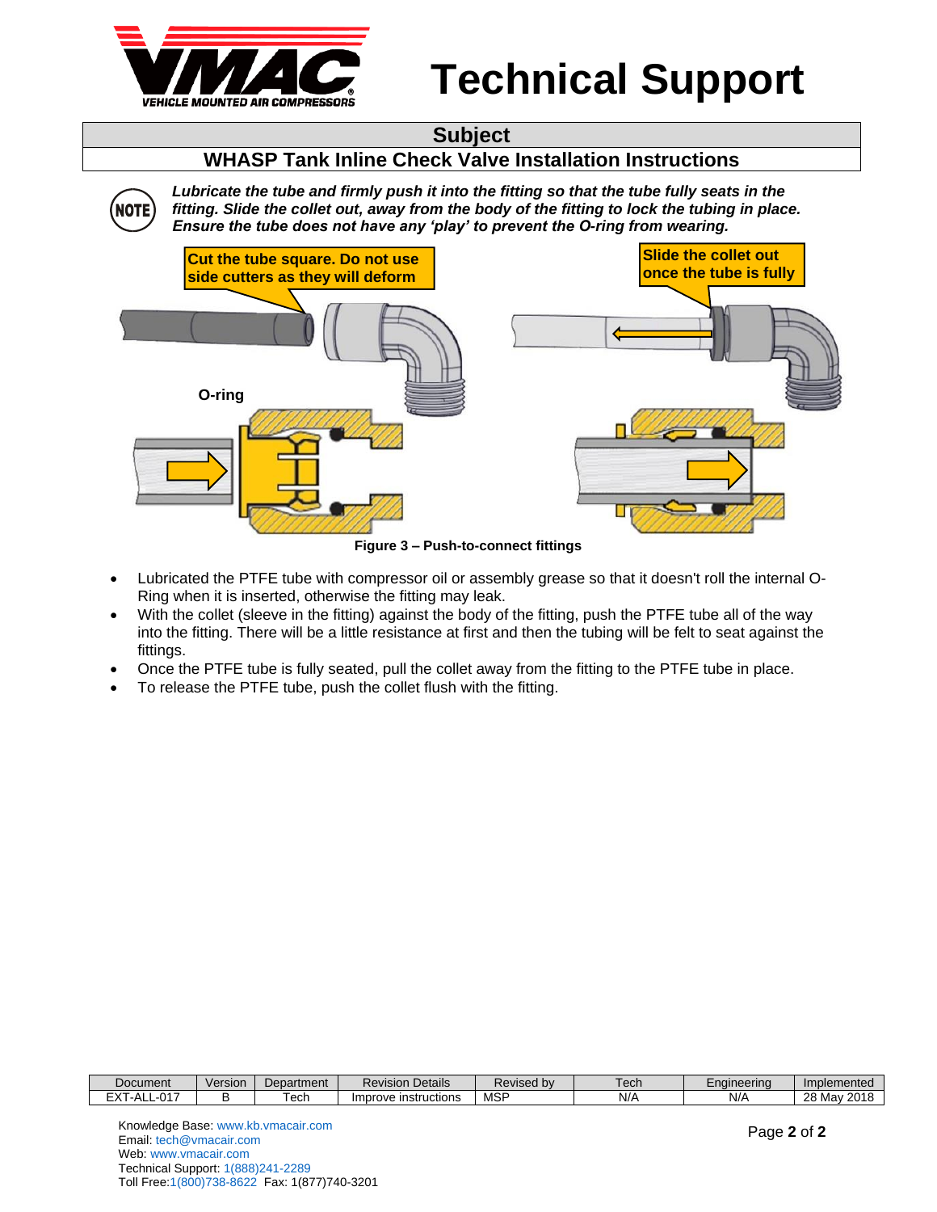## Subject

## WHASP Tank Inline Check Valve Installation Instructions

NOTE ***Lubricate the tube and firmly push it into the fitting so that the tube fully seats in the fitting. Slide the collet out, away from the body of the fitting to lock the tubing in place. Ensure the tube does not have any 'play' to prevent the O-ring from wearing.***

Cut the tube square. Do not use side cutters as they will deform

Slide the collet out once the tube is fully

O-ring

**Figure 3 – Push-to-connect fittings**

- Lubricated the PTFE tube with compressor oil or assembly grease so that it doesn't roll the internal O-Ring when it is inserted, otherwise the fitting may leak.
- With the collet (sleeve in the fitting) against the body of the fitting, push the PTFE tube all of the way into the fitting. There will be a little resistance at first and then the tubing will be felt to seat against the fittings.
- Once the PTFE tube is fully seated, pull the collet away from the fitting to the PTFE tube in place.
- To release the PTFE tube, push the collet flush with the fitting.

| Document | Version | Department | Revision Details | Revised by | Tech | Engineering | Implemented |
|---|---|---|---|---|---|---|---|
| EXT-ALL-017 | B | Tech | Improve instructions | MSP | N/A | N/A | 28 May 2018 |

Knowledge Base: www.kb.vmacair.com
Email: tech@vmacair.com
Web: www.vmacair.com
Technical Support: 1(888)241-2289
Toll Free:1(800)738-8622 Fax: 1(877)740-3201